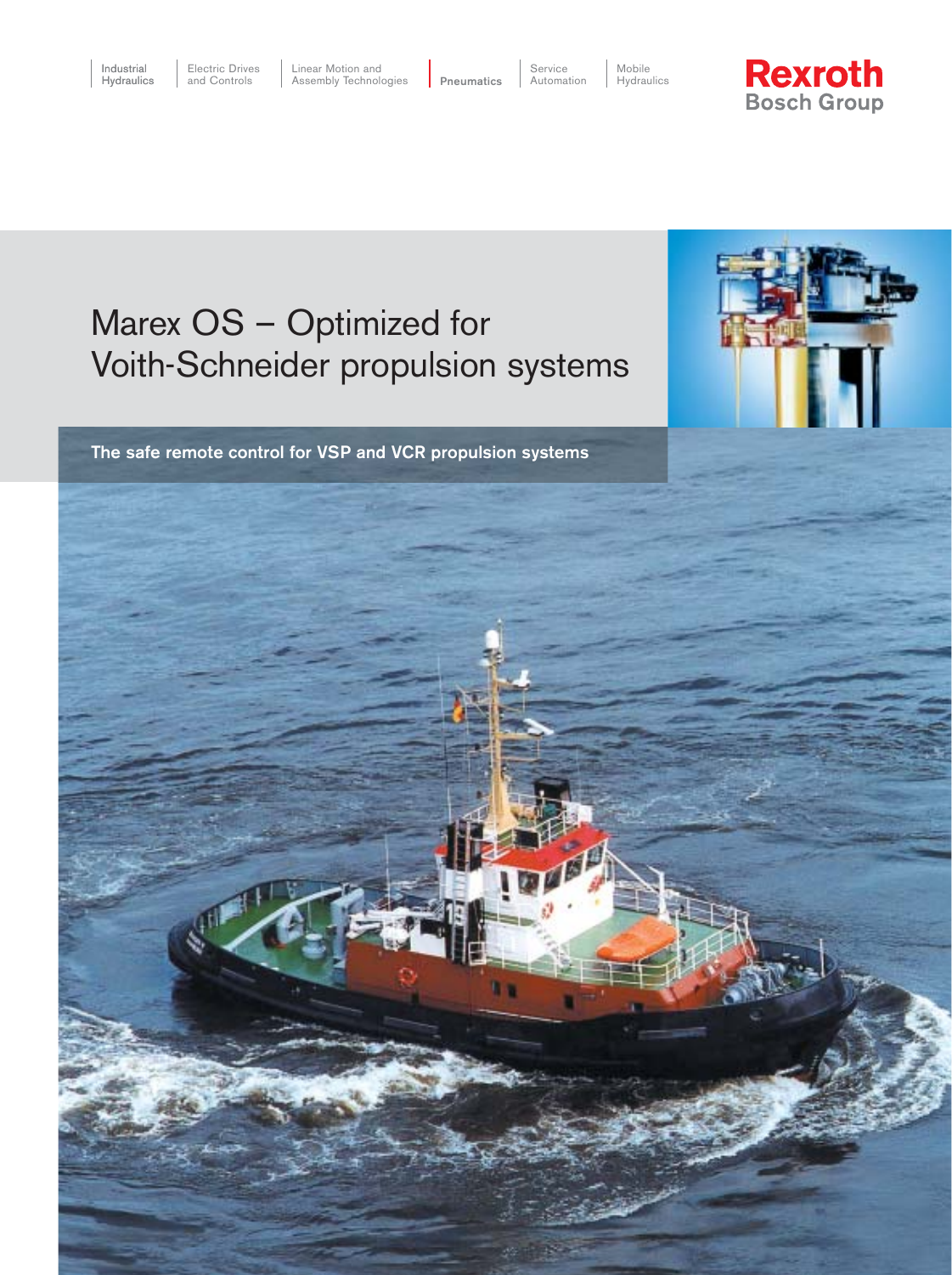Industrial Hydraulics | Electric Drives and Controls | Linear Motion and Assembly Technologies | **Pneumatics** | Service Automation | Mobile Hydraulics

**Rexroth**
Bosch Group

# Marex OS – Optimized for Voith-Schneider propulsion systems

**The safe remote control for VSP and VCR propulsion systems**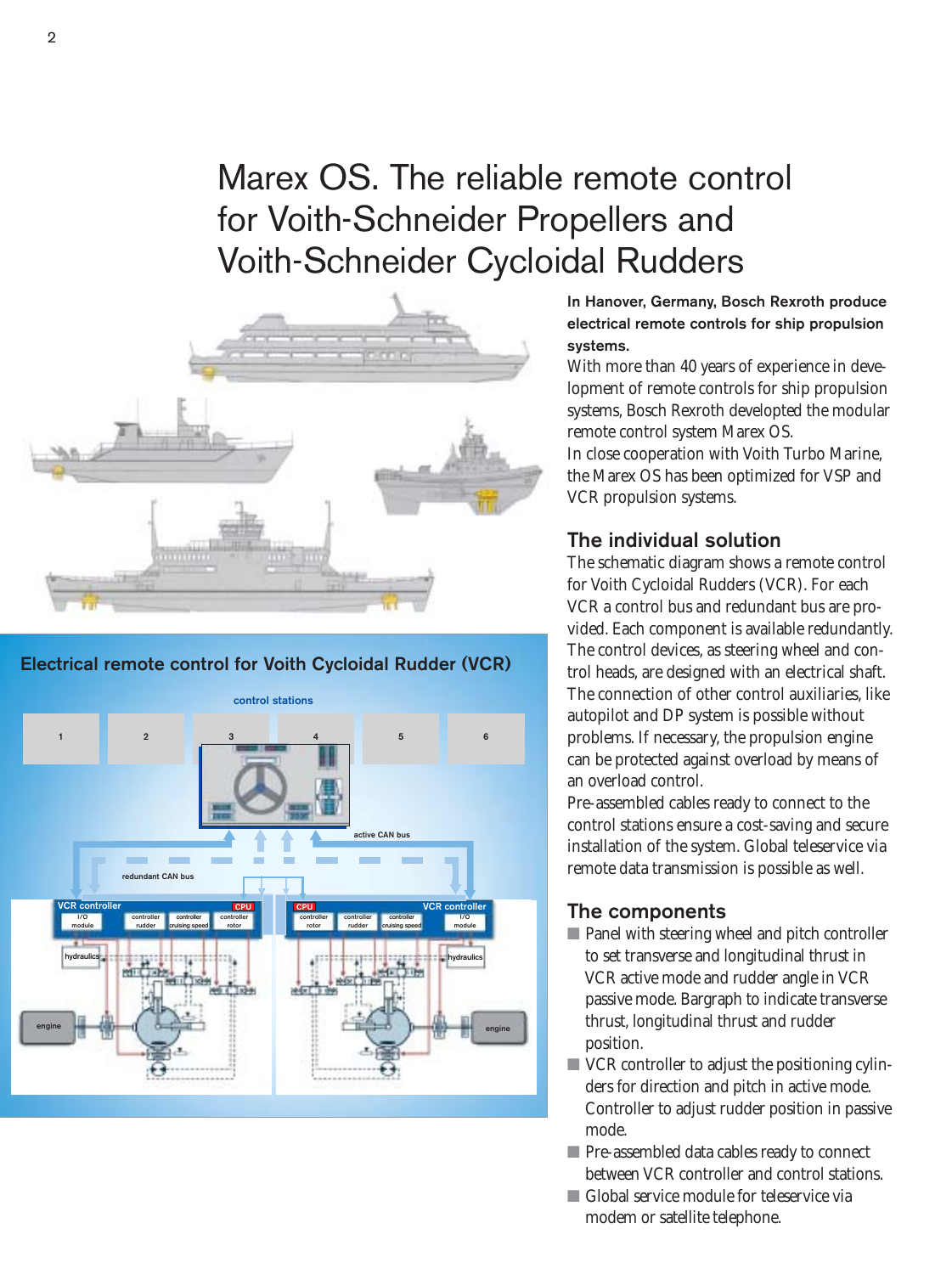# Marex OS. The reliable remote control for Voith-Schneider Propellers and Voith-Schneider Cycloidal Rudders

## Electrical remote control for Voith Cycloidal Rudder (VCR)

control stations

1 | 2 | 3 | 4 | 5 | 6

active CAN bus

redundant CAN bus

VCR controller — I/O module, controller rudder, controller cruising speed, controller rotor, CPU

CPU — controller rotor, controller rudder, controller cruising speed, I/O module — VCR controller

hydraulics

engine

**In Hanover, Germany, Bosch Rexroth produce electrical remote controls for ship propulsion systems.**

With more than 40 years of experience in development of remote controls for ship propulsion systems, Bosch Rexroth developed the modular remote control system Marex OS.

In close cooperation with Voith Turbo Marine, the Marex OS has been optimized for VSP and VCR propulsion systems.

## The individual solution

The schematic diagram shows a remote control for Voith Cycloidal Rudders (VCR). For each VCR a control bus and redundant bus are provided. Each component is available redundantly. The control devices, as steering wheel and control heads, are designed with an electrical shaft. The connection of other control auxiliaries, like autopilot and DP system is possible without problems. If necessary, the propulsion engine can be protected against overload by means of an overload control.

Pre-assembled cables ready to connect to the control stations ensure a cost-saving and secure installation of the system. Global teleservice via remote data transmission is possible as well.

## The components

- Panel with steering wheel and pitch controller to set transverse and longitudinal thrust in VCR active mode and rudder angle in VCR passive mode. Bargraph to indicate transverse thrust, longitudinal thrust and rudder position.
- VCR controller to adjust the positioning cylinders for direction and pitch in active mode. Controller to adjust rudder position in passive mode.
- Pre-assembled data cables ready to connect between VCR controller and control stations.
- Global service module for teleservice via modem or satellite telephone.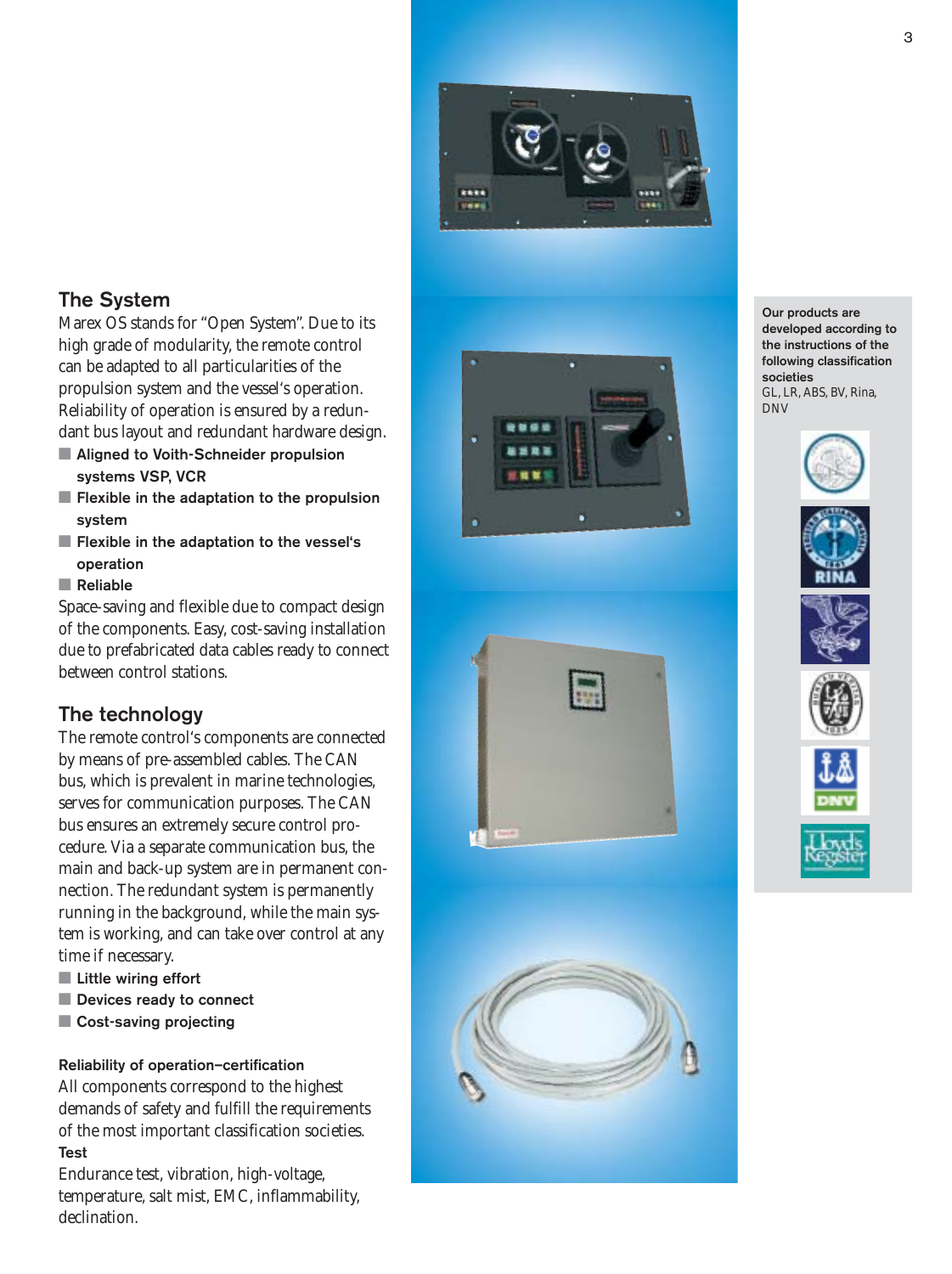## The System

Marex OS stands for "Open System". Due to its high grade of modularity, the remote control can be adapted to all particularities of the propulsion system and the vessel's operation. Reliability of operation is ensured by a redundant bus layout and redundant hardware design.

- **Aligned to Voith-Schneider propulsion systems VSP, VCR**
- **Flexible in the adaptation to the propulsion system**
- **Flexible in the adaptation to the vessel's operation**
- **Reliable**

Space-saving and flexible due to compact design of the components. Easy, cost-saving installation due to prefabricated data cables ready to connect between control stations.

## The technology

The remote control's components are connected by means of pre-assembled cables. The CAN bus, which is prevalent in marine technologies, serves for communication purposes. The CAN bus ensures an extremely secure control procedure. Via a separate communication bus, the main and back-up system are in permanent connection. The redundant system is permanently running in the background, while the main system is working, and can take over control at any time if necessary.

- **Little wiring effort**
- **Devices ready to connect**
- **Cost-saving projecting**

**Reliability of operation–certification**

All components correspond to the highest demands of safety and fulfill the requirements of the most important classification societies.

**Test**

Endurance test, vibration, high-voltage, temperature, salt mist, EMC, inflammability, declination.

**Our products are developed according to the instructions of the following classification societies**
GL, LR, ABS, BV, Rina, DNV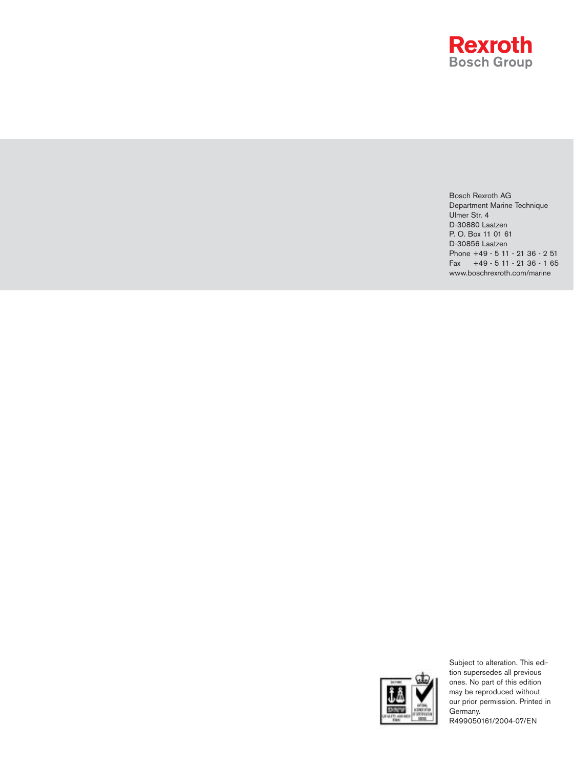**Rexroth**
**Bosch Group**

Bosch Rexroth AG
Department Marine Technique
Ulmer Str. 4
D-30880 Laatzen
P. O. Box 11 01 61
D-30856 Laatzen
Phone +49 - 5 11 - 21 36 - 2 51
Fax +49 - 5 11 - 21 36 - 1 65
www.boschrexroth.com/marine

Subject to alteration. This edition supersedes all previous ones. No part of this edition may be reproduced without our prior permission. Printed in Germany.
R499050161/2004-07/EN